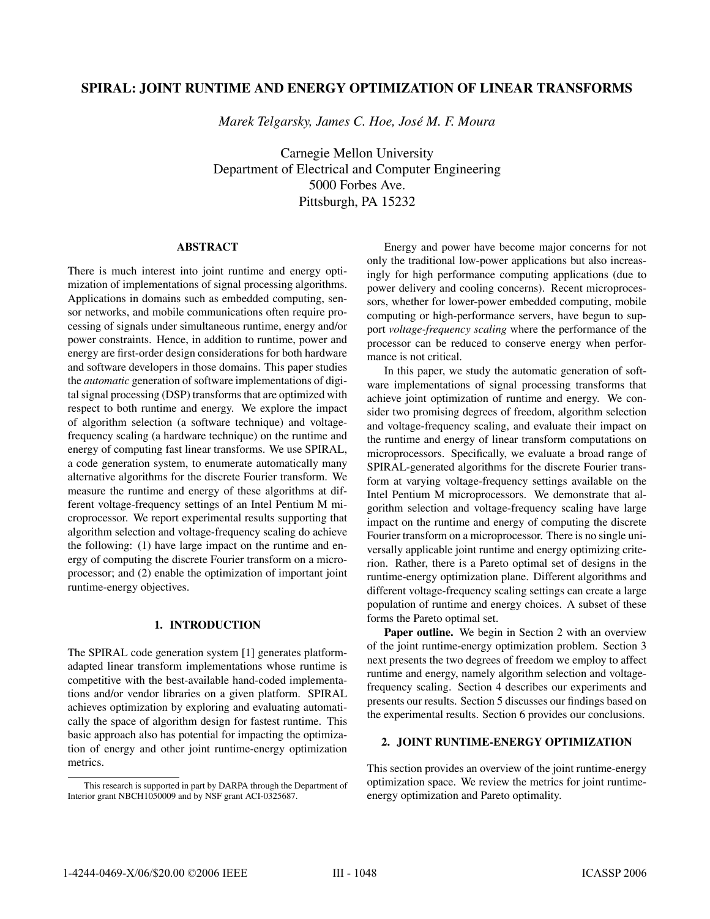# SPIRAL: JOINT RUNTIME AND ENERGY OPTIMIZATION OF LINEAR TRANSFORMS

*Marek Telgarsky, James C. Hoe, José M. F. Moura*

Carnegie Mellon University
Department of Electrical and Computer Engineering
5000 Forbes Ave.
Pittsburgh, PA 15232

## ABSTRACT

There is much interest into joint runtime and energy optimization of implementations of signal processing algorithms. Applications in domains such as embedded computing, sensor networks, and mobile communications often require processing of signals under simultaneous runtime, energy and/or power constraints. Hence, in addition to runtime, power and energy are first-order design considerations for both hardware and software developers in those domains. This paper studies the *automatic* generation of software implementations of digital signal processing (DSP) transforms that are optimized with respect to both runtime and energy. We explore the impact of algorithm selection (a software technique) and voltage-frequency scaling (a hardware technique) on the runtime and energy of computing fast linear transforms. We use SPIRAL, a code generation system, to enumerate automatically many alternative algorithms for the discrete Fourier transform. We measure the runtime and energy of these algorithms at different voltage-frequency settings of an Intel Pentium M microprocessor. We report experimental results supporting that algorithm selection and voltage-frequency scaling do achieve the following: (1) have large impact on the runtime and energy of computing the discrete Fourier transform on a microprocessor; and (2) enable the optimization of important joint runtime-energy objectives.

## 1. INTRODUCTION

The SPIRAL code generation system [1] generates platform-adapted linear transform implementations whose runtime is competitive with the best-available hand-coded implementations and/or vendor libraries on a given platform. SPIRAL achieves optimization by exploring and evaluating automatically the space of algorithm design for fastest runtime. This basic approach also has potential for impacting the optimization of energy and other joint runtime-energy optimization metrics.

This research is supported in part by DARPA through the Department of Interior grant NBCH1050009 and by NSF grant ACI-0325687.

Energy and power have become major concerns for not only the traditional low-power applications but also increasingly for high performance computing applications (due to power delivery and cooling concerns). Recent microprocessors, whether for lower-power embedded computing, mobile computing or high-performance servers, have begun to support *voltage-frequency scaling* where the performance of the processor can be reduced to conserve energy when performance is not critical.

In this paper, we study the automatic generation of software implementations of signal processing transforms that achieve joint optimization of runtime and energy. We consider two promising degrees of freedom, algorithm selection and voltage-frequency scaling, and evaluate their impact on the runtime and energy of linear transform computations on microprocessors. Specifically, we evaluate a broad range of SPIRAL-generated algorithms for the discrete Fourier transform at varying voltage-frequency settings available on the Intel Pentium M microprocessors. We demonstrate that algorithm selection and voltage-frequency scaling have large impact on the runtime and energy of computing the discrete Fourier transform on a microprocessor. There is no single universally applicable joint runtime and energy optimizing criterion. Rather, there is a Pareto optimal set of designs in the runtime-energy optimization plane. Different algorithms and different voltage-frequency scaling settings can create a large population of runtime and energy choices. A subset of these forms the Pareto optimal set.

**Paper outline.** We begin in Section 2 with an overview of the joint runtime-energy optimization problem. Section 3 next presents the two degrees of freedom we employ to affect runtime and energy, namely algorithm selection and voltage-frequency scaling. Section 4 describes our experiments and presents our results. Section 5 discusses our findings based on the experimental results. Section 6 provides our conclusions.

## 2. JOINT RUNTIME-ENERGY OPTIMIZATION

This section provides an overview of the joint runtime-energy optimization space. We review the metrics for joint runtime-energy optimization and Pareto optimality.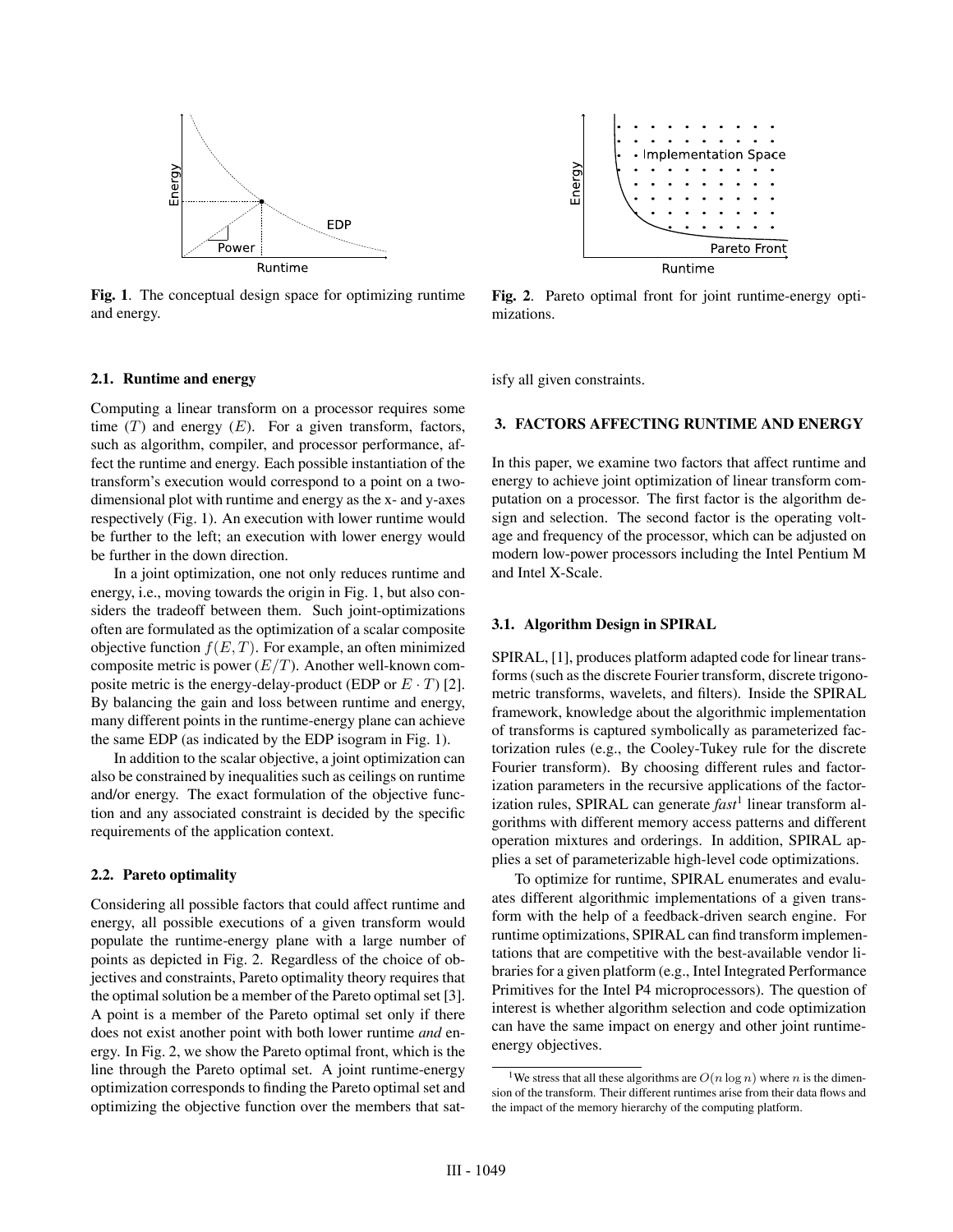Fig. 1. The conceptual design space for optimizing runtime and energy.

Fig. 2. Pareto optimal front for joint runtime-energy optimizations.

### 2.1. Runtime and energy

Computing a linear transform on a processor requires some time ($T$) and energy ($E$). For a given transform, factors, such as algorithm, compiler, and processor performance, affect the runtime and energy. Each possible instantiation of the transform's execution would correspond to a point on a two-dimensional plot with runtime and energy as the x- and y-axes respectively (Fig. 1). An execution with lower runtime would be further to the left; an execution with lower energy would be further in the down direction.

In a joint optimization, one not only reduces runtime and energy, i.e., moving towards the origin in Fig. 1, but also considers the tradeoff between them. Such joint-optimizations often are formulated as the optimization of a scalar composite objective function $f(E, T)$. For example, an often minimized composite metric is power ($E/T$). Another well-known composite metric is the energy-delay-product (EDP or $E \cdot T$) [2]. By balancing the gain and loss between runtime and energy, many different points in the runtime-energy plane can achieve the same EDP (as indicated by the EDP isogram in Fig. 1).

In addition to the scalar objective, a joint optimization can also be constrained by inequalities such as ceilings on runtime and/or energy. The exact formulation of the objective function and any associated constraint is decided by the specific requirements of the application context.

### 2.2. Pareto optimality

Considering all possible factors that could affect runtime and energy, all possible executions of a given transform would populate the runtime-energy plane with a large number of points as depicted in Fig. 2. Regardless of the choice of objectives and constraints, Pareto optimality theory requires that the optimal solution be a member of the Pareto optimal set [3]. A point is a member of the Pareto optimal set only if there does not exist another point with both lower runtime *and* energy. In Fig. 2, we show the Pareto optimal front, which is the line through the Pareto optimal set. A joint runtime-energy optimization corresponds to finding the Pareto optimal set and optimizing the objective function over the members that satisfy all given constraints.

## 3. FACTORS AFFECTING RUNTIME AND ENERGY

In this paper, we examine two factors that affect runtime and energy to achieve joint optimization of linear transform computation on a processor. The first factor is the algorithm design and selection. The second factor is the operating voltage and frequency of the processor, which can be adjusted on modern low-power processors including the Intel Pentium M and Intel X-Scale.

### 3.1. Algorithm Design in SPIRAL

SPIRAL, [1], produces platform adapted code for linear transforms (such as the discrete Fourier transform, discrete trigonometric transforms, wavelets, and filters). Inside the SPIRAL framework, knowledge about the algorithmic implementation of transforms is captured symbolically as parameterized factorization rules (e.g., the Cooley-Tukey rule for the discrete Fourier transform). By choosing different rules and factorization parameters in the recursive applications of the factorization rules, SPIRAL can generate *fast*[1] linear transform algorithms with different memory access patterns and different operation mixtures and orderings. In addition, SPIRAL applies a set of parameterizable high-level code optimizations.

To optimize for runtime, SPIRAL enumerates and evaluates different algorithmic implementations of a given transform with the help of a feedback-driven search engine. For runtime optimizations, SPIRAL can find transform implementations that are competitive with the best-available vendor libraries for a given platform (e.g., Intel Integrated Performance Primitives for the Intel P4 microprocessors). The question of interest is whether algorithm selection and code optimization can have the same impact on energy and other joint runtime-energy objectives.

[1] We stress that all these algorithms are $O(n \log n)$ where $n$ is the dimension of the transform. Their different runtimes arise from their data flows and the impact of the memory hierarchy of the computing platform.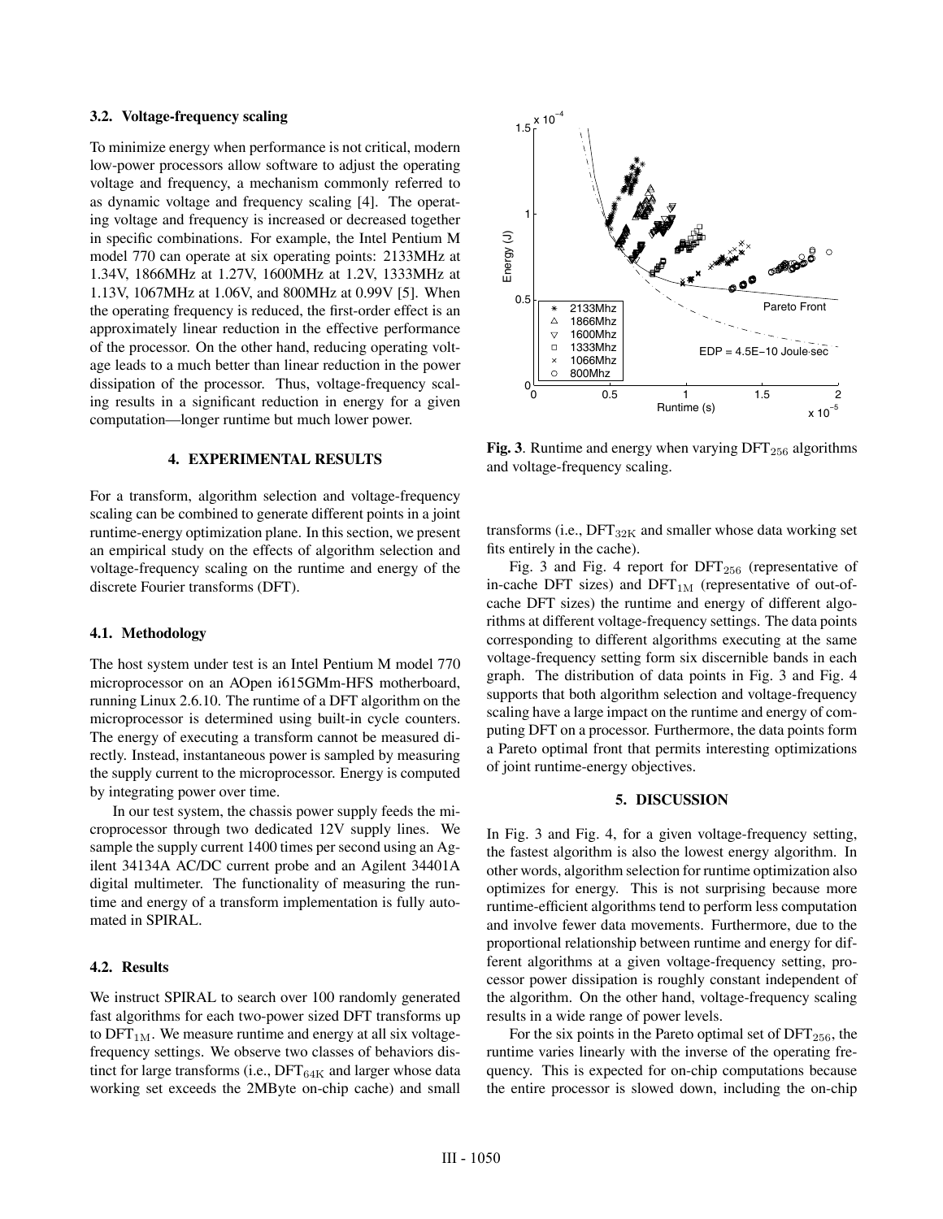### 3.2. Voltage-frequency scaling

To minimize energy when performance is not critical, modern low-power processors allow software to adjust the operating voltage and frequency, a mechanism commonly referred to as dynamic voltage and frequency scaling [4]. The operating voltage and frequency is increased or decreased together in specific combinations. For example, the Intel Pentium M model 770 can operate at six operating points: 2133MHz at 1.34V, 1866MHz at 1.27V, 1600MHz at 1.2V, 1333MHz at 1.13V, 1067MHz at 1.06V, and 800MHz at 0.99V [5]. When the operating frequency is reduced, the first-order effect is an approximately linear reduction in the effective performance of the processor. On the other hand, reducing operating voltage leads to a much better than linear reduction in the power dissipation of the processor. Thus, voltage-frequency scaling results in a significant reduction in energy for a given computation—longer runtime but much lower power.

## 4. EXPERIMENTAL RESULTS

For a transform, algorithm selection and voltage-frequency scaling can be combined to generate different points in a joint runtime-energy optimization plane. In this section, we present an empirical study on the effects of algorithm selection and voltage-frequency scaling on the runtime and energy of the discrete Fourier transforms (DFT).

### 4.1. Methodology

The host system under test is an Intel Pentium M model 770 microprocessor on an AOpen i615GMm-HFS motherboard, running Linux 2.6.10. The runtime of a DFT algorithm on the microprocessor is determined using built-in cycle counters. The energy of executing a transform cannot be measured directly. Instead, instantaneous power is sampled by measuring the supply current to the microprocessor. Energy is computed by integrating power over time.

In our test system, the chassis power supply feeds the microprocessor through two dedicated 12V supply lines. We sample the supply current 1400 times per second using an Agilent 34134A AC/DC current probe and an Agilent 34401A digital multimeter. The functionality of measuring the runtime and energy of a transform implementation is fully automated in SPIRAL.

### 4.2. Results

We instruct SPIRAL to search over 100 randomly generated fast algorithms for each two-power sized DFT transforms up to $\text{DFT}_{1\text{M}}$. We measure runtime and energy at all six voltage-frequency settings. We observe two classes of behaviors distinct for large transforms (i.e., $\text{DFT}_{64\text{K}}$ and larger whose data working set exceeds the 2MByte on-chip cache) and small transforms (i.e., $\text{DFT}_{32\text{K}}$ and smaller whose data working set fits entirely in the cache).

Fig. 3 and Fig. 4 report for $\text{DFT}_{256}$ (representative of in-cache DFT sizes) and $\text{DFT}_{1\text{M}}$ (representative of out-of-cache DFT sizes) the runtime and energy of different algorithms at different voltage-frequency settings. The data points corresponding to different algorithms executing at the same voltage-frequency setting form six discernible bands in each graph. The distribution of data points in Fig. 3 and Fig. 4 supports that both algorithm selection and voltage-frequency scaling have a large impact on the runtime and energy of computing DFT on a processor. Furthermore, the data points form a Pareto optimal front that permits interesting optimizations of joint runtime-energy objectives.

**Fig. 3**. Runtime and energy when varying $\text{DFT}_{256}$ algorithms and voltage-frequency scaling.

## 5. DISCUSSION

In Fig. 3 and Fig. 4, for a given voltage-frequency setting, the fastest algorithm is also the lowest energy algorithm. In other words, algorithm selection for runtime optimization also optimizes for energy. This is not surprising because more runtime-efficient algorithms tend to perform less computation and involve fewer data movements. Furthermore, due to the proportional relationship between runtime and energy for different algorithms at a given voltage-frequency setting, processor power dissipation is roughly constant independent of the algorithm. On the other hand, voltage-frequency scaling results in a wide range of power levels.

For the six points in the Pareto optimal set of $\text{DFT}_{256}$, the runtime varies linearly with the inverse of the operating frequency. This is expected for on-chip computations because the entire processor is slowed down, including the on-chip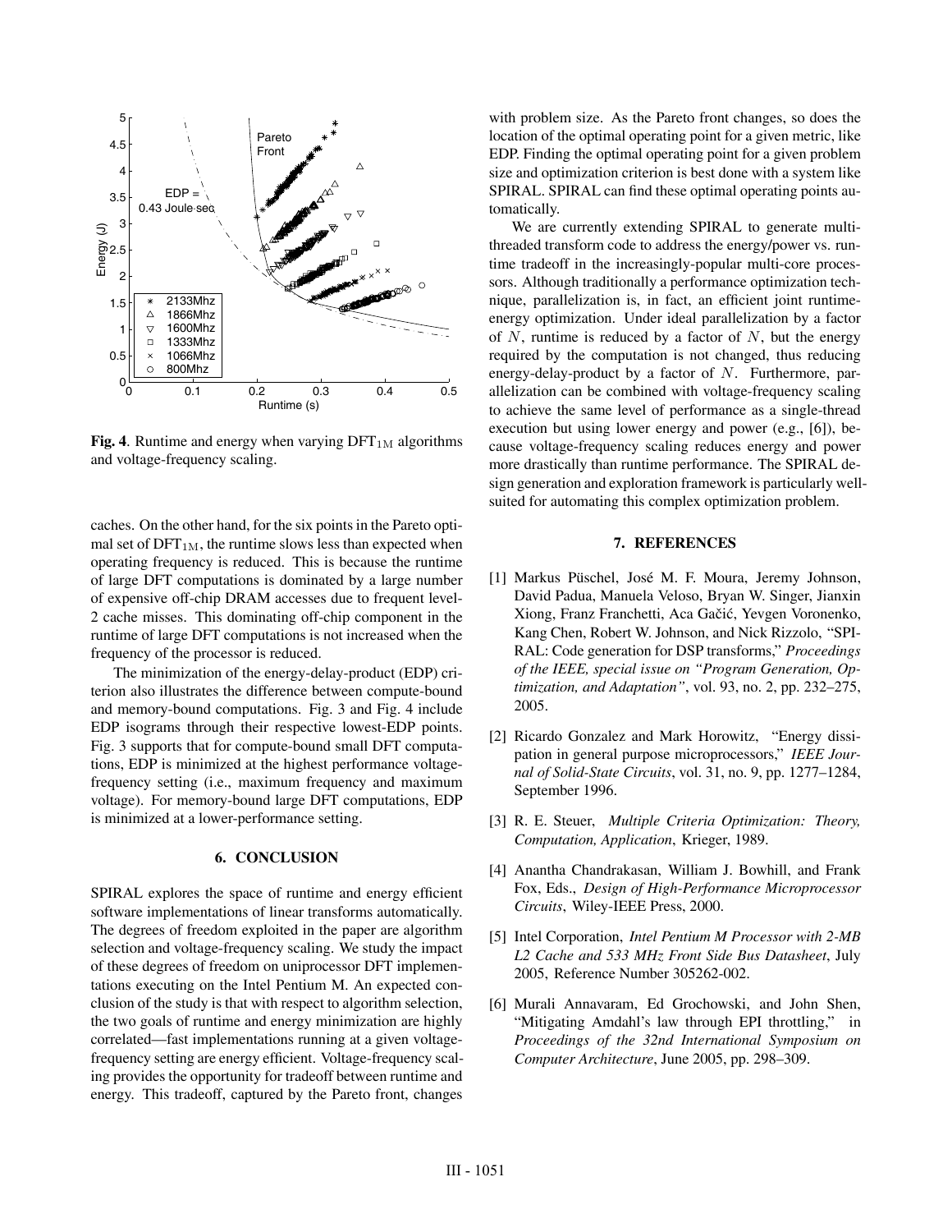5
4.5
4
3.5
3
2.5
2
1.5
1
0.5
0

Energy (J)

0 0.1 0.2 0.3 0.4 0.5

Runtime (s)

Pareto
Front

EDP =
0.43 Joule·sec

2133Mhz
1866Mhz
1600Mhz
1333Mhz
1066Mhz
800Mhz

**Fig. 4**. Runtime and energy when varying $\text{DFT}_{1\text{M}}$ algorithms and voltage-frequency scaling.

caches. On the other hand, for the six points in the Pareto optimal set of $\text{DFT}_{1\text{M}}$, the runtime slows less than expected when operating frequency is reduced. This is because the runtime of large DFT computations is dominated by a large number of expensive off-chip DRAM accesses due to frequent level-2 cache misses. This dominating off-chip component in the runtime of large DFT computations is not increased when the frequency of the processor is reduced.

The minimization of the energy-delay-product (EDP) criterion also illustrates the difference between compute-bound and memory-bound computations. Fig. 3 and Fig. 4 include EDP isograms through their respective lowest-EDP points. Fig. 3 supports that for compute-bound small DFT computations, EDP is minimized at the highest performance voltage-frequency setting (i.e., maximum frequency and maximum voltage). For memory-bound large DFT computations, EDP is minimized at a lower-performance setting.

## 6. CONCLUSION

SPIRAL explores the space of runtime and energy efficient software implementations of linear transforms automatically. The degrees of freedom exploited in the paper are algorithm selection and voltage-frequency scaling. We study the impact of these degrees of freedom on uniprocessor DFT implementations executing on the Intel Pentium M. An expected conclusion of the study is that with respect to algorithm selection, the two goals of runtime and energy minimization are highly correlated—fast implementations running at a given voltage-frequency setting are energy efficient. Voltage-frequency scaling provides the opportunity for tradeoff between runtime and energy. This tradeoff, captured by the Pareto front, changes with problem size. As the Pareto front changes, so does the location of the optimal operating point for a given metric, like EDP. Finding the optimal operating point for a given problem size and optimization criterion is best done with a system like SPIRAL. SPIRAL can find these optimal operating points automatically.

We are currently extending SPIRAL to generate multi-threaded transform code to address the energy/power vs. runtime tradeoff in the increasingly-popular multi-core processors. Although traditionally a performance optimization technique, parallelization is, in fact, an efficient joint runtime-energy optimization. Under ideal parallelization by a factor of $N$, runtime is reduced by a factor of $N$, but the energy required by the computation is not changed, thus reducing energy-delay-product by a factor of $N$. Furthermore, parallelization can be combined with voltage-frequency scaling to achieve the same level of performance as a single-thread execution but using lower energy and power (e.g., [6]), because voltage-frequency scaling reduces energy and power more drastically than runtime performance. The SPIRAL design generation and exploration framework is particularly well-suited for automating this complex optimization problem.

## 7. REFERENCES

[1] Markus Püschel, José M. F. Moura, Jeremy Johnson, David Padua, Manuela Veloso, Bryan W. Singer, Jianxin Xiong, Franz Franchetti, Aca Gačić, Yevgen Voronenko, Kang Chen, Robert W. Johnson, and Nick Rizzolo, "SPIRAL: Code generation for DSP transforms," *Proceedings of the IEEE, special issue on "Program Generation, Optimization, and Adaptation"*, vol. 93, no. 2, pp. 232–275, 2005.

[2] Ricardo Gonzalez and Mark Horowitz, "Energy dissipation in general purpose microprocessors," *IEEE Journal of Solid-State Circuits*, vol. 31, no. 9, pp. 1277–1284, September 1996.

[3] R. E. Steuer, *Multiple Criteria Optimization: Theory, Computation, Application*, Krieger, 1989.

[4] Anantha Chandrakasan, William J. Bowhill, and Frank Fox, Eds., *Design of High-Performance Microprocessor Circuits*, Wiley-IEEE Press, 2000.

[5] Intel Corporation, *Intel Pentium M Processor with 2-MB L2 Cache and 533 MHz Front Side Bus Datasheet*, July 2005, Reference Number 305262-002.

[6] Murali Annavaram, Ed Grochowski, and John Shen, "Mitigating Amdahl's law through EPI throttling," in *Proceedings of the 32nd International Symposium on Computer Architecture*, June 2005, pp. 298–309.